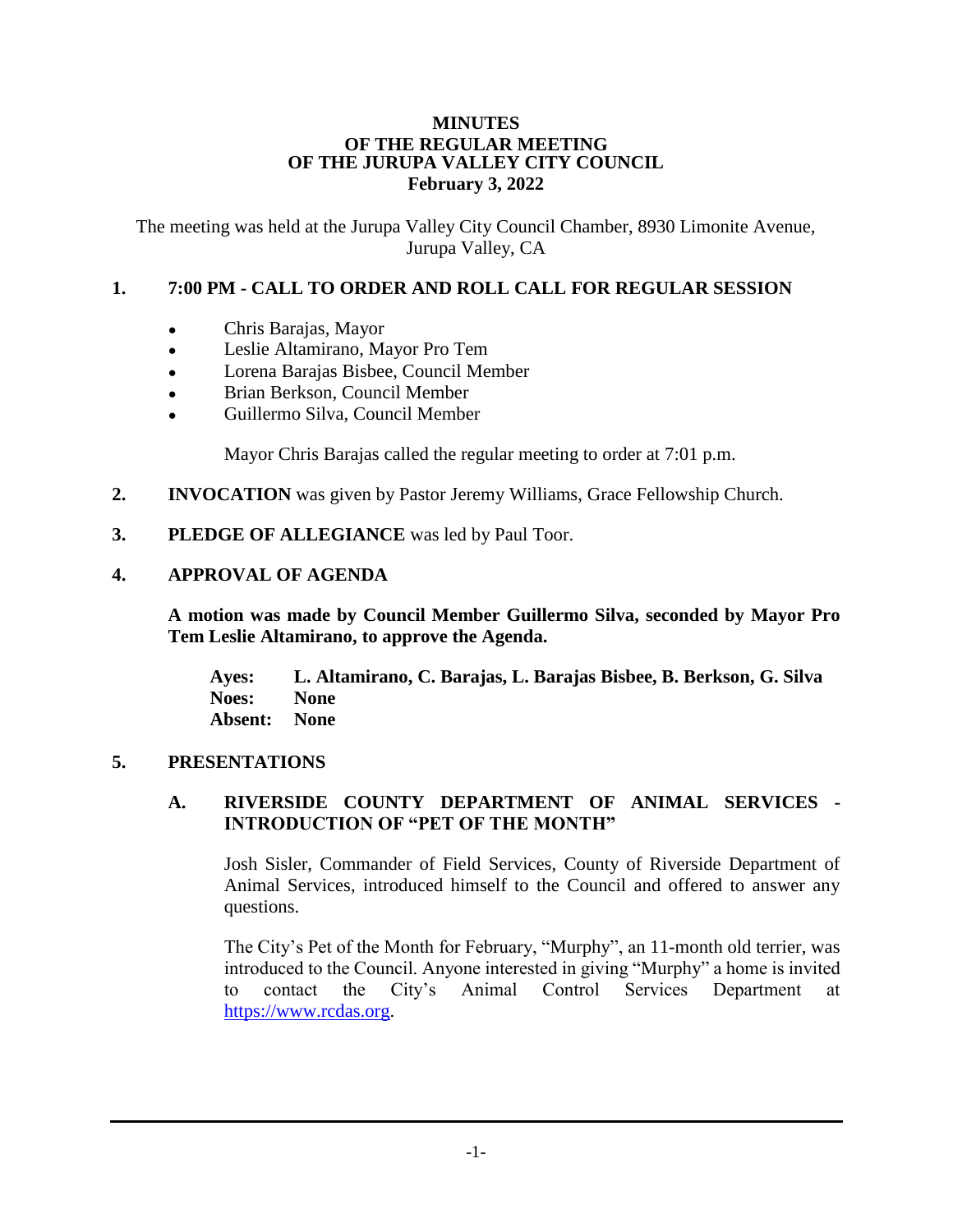# MINUTES
## OF THE REGULAR MEETING
## OF THE JURUPA VALLEY CITY COUNCIL
## February 3, 2022

The meeting was held at the Jurupa Valley City Council Chamber, 8930 Limonite Avenue, Jurupa Valley, CA

## 1. 7:00 PM - CALL TO ORDER AND ROLL CALL FOR REGULAR SESSION

- Chris Barajas, Mayor
- Leslie Altamirano, Mayor Pro Tem
- Lorena Barajas Bisbee, Council Member
- Brian Berkson, Council Member
- Guillermo Silva, Council Member

Mayor Chris Barajas called the regular meeting to order at 7:01 p.m.

**2. INVOCATION** was given by Pastor Jeremy Williams, Grace Fellowship Church.

**3. PLEDGE OF ALLEGIANCE** was led by Paul Toor.

## 4. APPROVAL OF AGENDA

**A motion was made by Council Member Guillermo Silva, seconded by Mayor Pro Tem Leslie Altamirano, to approve the Agenda.**

**Ayes: L. Altamirano, C. Barajas, L. Barajas Bisbee, B. Berkson, G. Silva**
**Noes: None**
**Absent: None**

## 5. PRESENTATIONS

### A. RIVERSIDE COUNTY DEPARTMENT OF ANIMAL SERVICES - INTRODUCTION OF "PET OF THE MONTH"

Josh Sisler, Commander of Field Services, County of Riverside Department of Animal Services, introduced himself to the Council and offered to answer any questions.

The City's Pet of the Month for February, "Murphy", an 11-month old terrier, was introduced to the Council. Anyone interested in giving "Murphy" a home is invited to contact the City's Animal Control Services Department at https://www.rcdas.org.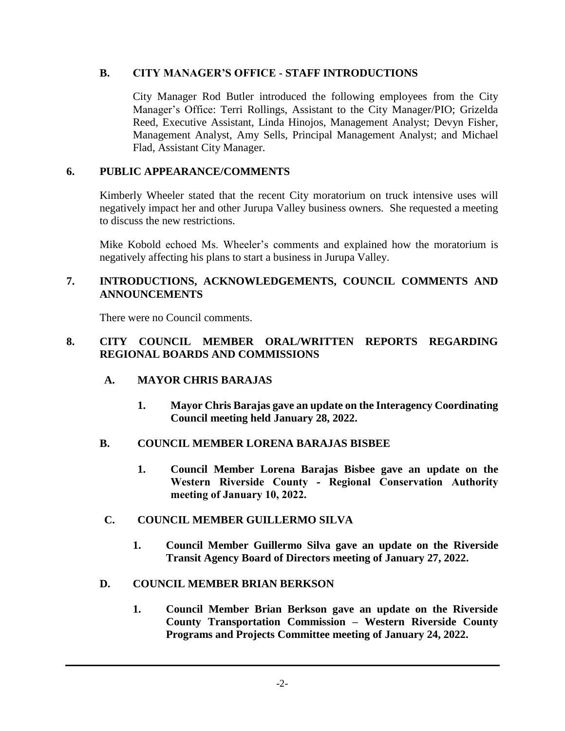### B. CITY MANAGER'S OFFICE - STAFF INTRODUCTIONS

City Manager Rod Butler introduced the following employees from the City Manager's Office: Terri Rollings, Assistant to the City Manager/PIO; Grizelda Reed, Executive Assistant, Linda Hinojos, Management Analyst; Devyn Fisher, Management Analyst, Amy Sells, Principal Management Analyst; and Michael Flad, Assistant City Manager.

## 6. PUBLIC APPEARANCE/COMMENTS

Kimberly Wheeler stated that the recent City moratorium on truck intensive uses will negatively impact her and other Jurupa Valley business owners. She requested a meeting to discuss the new restrictions.

Mike Kobold echoed Ms. Wheeler's comments and explained how the moratorium is negatively affecting his plans to start a business in Jurupa Valley.

## 7. INTRODUCTIONS, ACKNOWLEDGEMENTS, COUNCIL COMMENTS AND ANNOUNCEMENTS

There were no Council comments.

## 8. CITY COUNCIL MEMBER ORAL/WRITTEN REPORTS REGARDING REGIONAL BOARDS AND COMMISSIONS

### A. MAYOR CHRIS BARAJAS

1. **Mayor Chris Barajas gave an update on the Interagency Coordinating Council meeting held January 28, 2022.**

### B. COUNCIL MEMBER LORENA BARAJAS BISBEE

1. **Council Member Lorena Barajas Bisbee gave an update on the Western Riverside County - Regional Conservation Authority meeting of January 10, 2022.**

### C. COUNCIL MEMBER GUILLERMO SILVA

1. **Council Member Guillermo Silva gave an update on the Riverside Transit Agency Board of Directors meeting of January 27, 2022.**

### D. COUNCIL MEMBER BRIAN BERKSON

1. **Council Member Brian Berkson gave an update on the Riverside County Transportation Commission – Western Riverside County Programs and Projects Committee meeting of January 24, 2022.**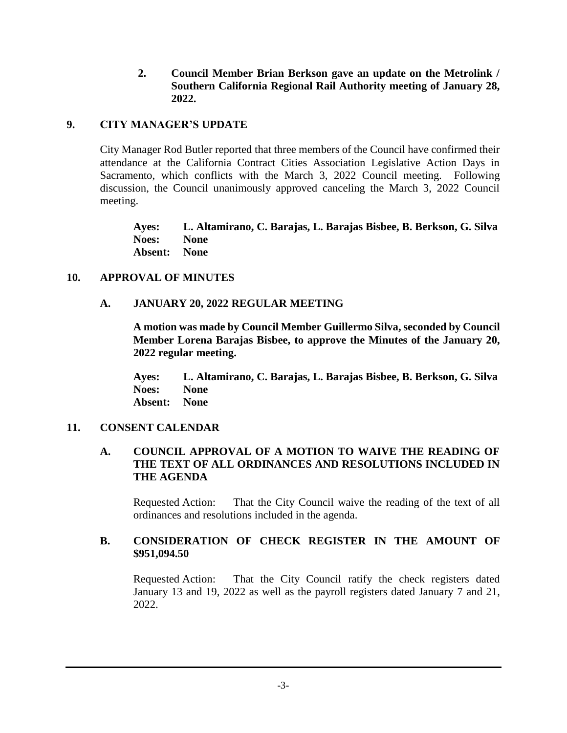**2. Council Member Brian Berkson gave an update on the Metrolink / Southern California Regional Rail Authority meeting of January 28, 2022.**

## 9. CITY MANAGER'S UPDATE

City Manager Rod Butler reported that three members of the Council have confirmed their attendance at the California Contract Cities Association Legislative Action Days in Sacramento, which conflicts with the March 3, 2022 Council meeting. Following discussion, the Council unanimously approved canceling the March 3, 2022 Council meeting.

**Ayes: L. Altamirano, C. Barajas, L. Barajas Bisbee, B. Berkson, G. Silva**
**Noes: None**
**Absent: None**

## 10. APPROVAL OF MINUTES

### A. JANUARY 20, 2022 REGULAR MEETING

**A motion was made by Council Member Guillermo Silva, seconded by Council Member Lorena Barajas Bisbee, to approve the Minutes of the January 20, 2022 regular meeting.**

**Ayes: L. Altamirano, C. Barajas, L. Barajas Bisbee, B. Berkson, G. Silva**
**Noes: None**
**Absent: None**

## 11. CONSENT CALENDAR

### A. COUNCIL APPROVAL OF A MOTION TO WAIVE THE READING OF THE TEXT OF ALL ORDINANCES AND RESOLUTIONS INCLUDED IN THE AGENDA

Requested Action: That the City Council waive the reading of the text of all ordinances and resolutions included in the agenda.

### B. CONSIDERATION OF CHECK REGISTER IN THE AMOUNT OF $951,094.50

Requested Action: That the City Council ratify the check registers dated January 13 and 19, 2022 as well as the payroll registers dated January 7 and 21, 2022.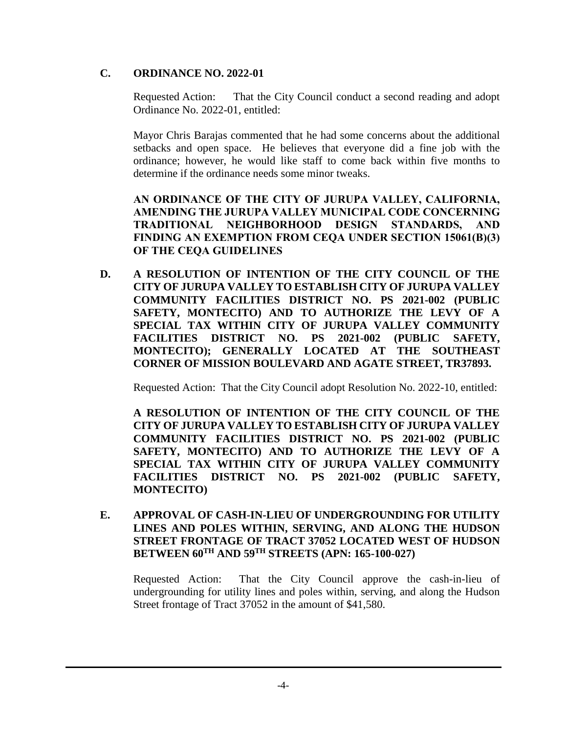**C. ORDINANCE NO. 2022-01**

Requested Action: That the City Council conduct a second reading and adopt Ordinance No. 2022-01, entitled:

Mayor Chris Barajas commented that he had some concerns about the additional setbacks and open space. He believes that everyone did a fine job with the ordinance; however, he would like staff to come back within five months to determine if the ordinance needs some minor tweaks.

**AN ORDINANCE OF THE CITY OF JURUPA VALLEY, CALIFORNIA, AMENDING THE JURUPA VALLEY MUNICIPAL CODE CONCERNING TRADITIONAL NEIGHBORHOOD DESIGN STANDARDS, AND FINDING AN EXEMPTION FROM CEQA UNDER SECTION 15061(B)(3) OF THE CEQA GUIDELINES**

**D. A RESOLUTION OF INTENTION OF THE CITY COUNCIL OF THE CITY OF JURUPA VALLEY TO ESTABLISH CITY OF JURUPA VALLEY COMMUNITY FACILITIES DISTRICT NO. PS 2021-002 (PUBLIC SAFETY, MONTECITO) AND TO AUTHORIZE THE LEVY OF A SPECIAL TAX WITHIN CITY OF JURUPA VALLEY COMMUNITY FACILITIES DISTRICT NO. PS 2021-002 (PUBLIC SAFETY, MONTECITO); GENERALLY LOCATED AT THE SOUTHEAST CORNER OF MISSION BOULEVARD AND AGATE STREET, TR37893.**

Requested Action: That the City Council adopt Resolution No. 2022-10, entitled:

**A RESOLUTION OF INTENTION OF THE CITY COUNCIL OF THE CITY OF JURUPA VALLEY TO ESTABLISH CITY OF JURUPA VALLEY COMMUNITY FACILITIES DISTRICT NO. PS 2021-002 (PUBLIC SAFETY, MONTECITO) AND TO AUTHORIZE THE LEVY OF A SPECIAL TAX WITHIN CITY OF JURUPA VALLEY COMMUNITY FACILITIES DISTRICT NO. PS 2021-002 (PUBLIC SAFETY, MONTECITO)**

**E. APPROVAL OF CASH-IN-LIEU OF UNDERGROUNDING FOR UTILITY LINES AND POLES WITHIN, SERVING, AND ALONG THE HUDSON STREET FRONTAGE OF TRACT 37052 LOCATED WEST OF HUDSON BETWEEN 60TH AND 59TH STREETS (APN: 165-100-027)**

Requested Action: That the City Council approve the cash-in-lieu of undergrounding for utility lines and poles within, serving, and along the Hudson Street frontage of Tract 37052 in the amount of $41,580.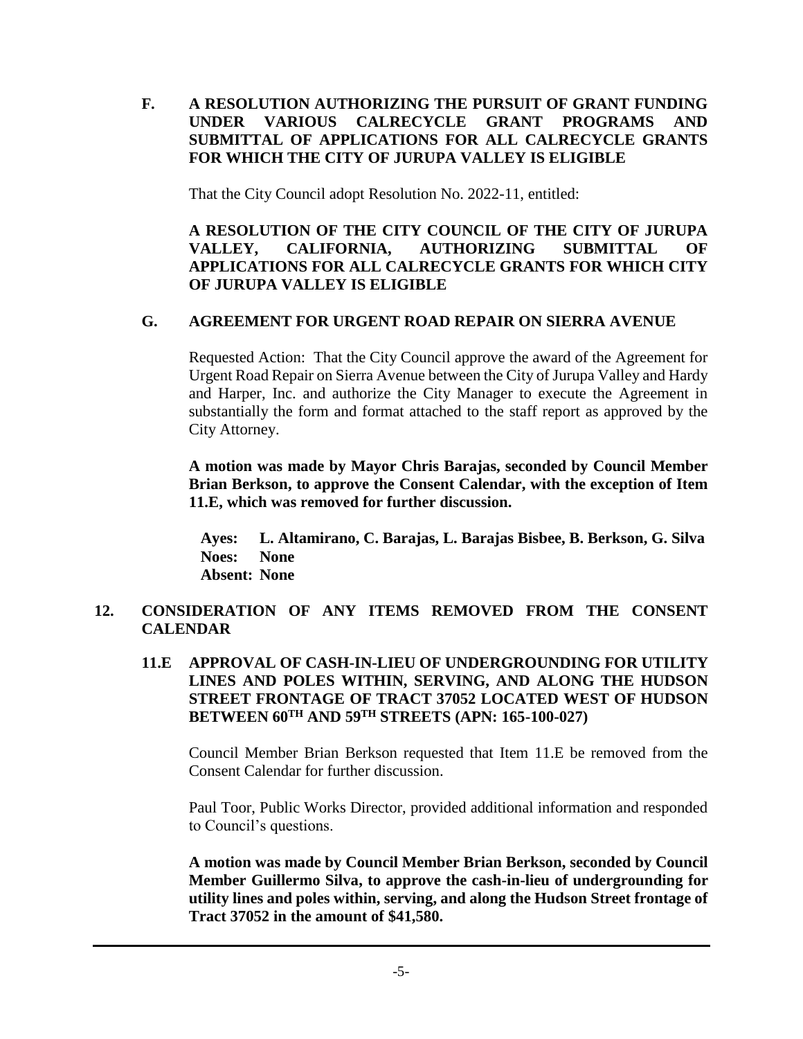**F. A RESOLUTION AUTHORIZING THE PURSUIT OF GRANT FUNDING UNDER VARIOUS CALRECYCLE GRANT PROGRAMS AND SUBMITTAL OF APPLICATIONS FOR ALL CALRECYCLE GRANTS FOR WHICH THE CITY OF JURUPA VALLEY IS ELIGIBLE**

That the City Council adopt Resolution No. 2022-11, entitled:

**A RESOLUTION OF THE CITY COUNCIL OF THE CITY OF JURUPA VALLEY, CALIFORNIA, AUTHORIZING SUBMITTAL OF APPLICATIONS FOR ALL CALRECYCLE GRANTS FOR WHICH CITY OF JURUPA VALLEY IS ELIGIBLE**

**G. AGREEMENT FOR URGENT ROAD REPAIR ON SIERRA AVENUE**

Requested Action: That the City Council approve the award of the Agreement for Urgent Road Repair on Sierra Avenue between the City of Jurupa Valley and Hardy and Harper, Inc. and authorize the City Manager to execute the Agreement in substantially the form and format attached to the staff report as approved by the City Attorney.

**A motion was made by Mayor Chris Barajas, seconded by Council Member Brian Berkson, to approve the Consent Calendar, with the exception of Item 11.E, which was removed for further discussion.**

**Ayes: L. Altamirano, C. Barajas, L. Barajas Bisbee, B. Berkson, G. Silva**
**Noes: None**
**Absent: None**

## 12. CONSIDERATION OF ANY ITEMS REMOVED FROM THE CONSENT CALENDAR

**11.E APPROVAL OF CASH-IN-LIEU OF UNDERGROUNDING FOR UTILITY LINES AND POLES WITHIN, SERVING, AND ALONG THE HUDSON STREET FRONTAGE OF TRACT 37052 LOCATED WEST OF HUDSON BETWEEN 60TH AND 59TH STREETS (APN: 165-100-027)**

Council Member Brian Berkson requested that Item 11.E be removed from the Consent Calendar for further discussion.

Paul Toor, Public Works Director, provided additional information and responded to Council's questions.

**A motion was made by Council Member Brian Berkson, seconded by Council Member Guillermo Silva, to approve the cash-in-lieu of undergrounding for utility lines and poles within, serving, and along the Hudson Street frontage of Tract 37052 in the amount of $41,580.**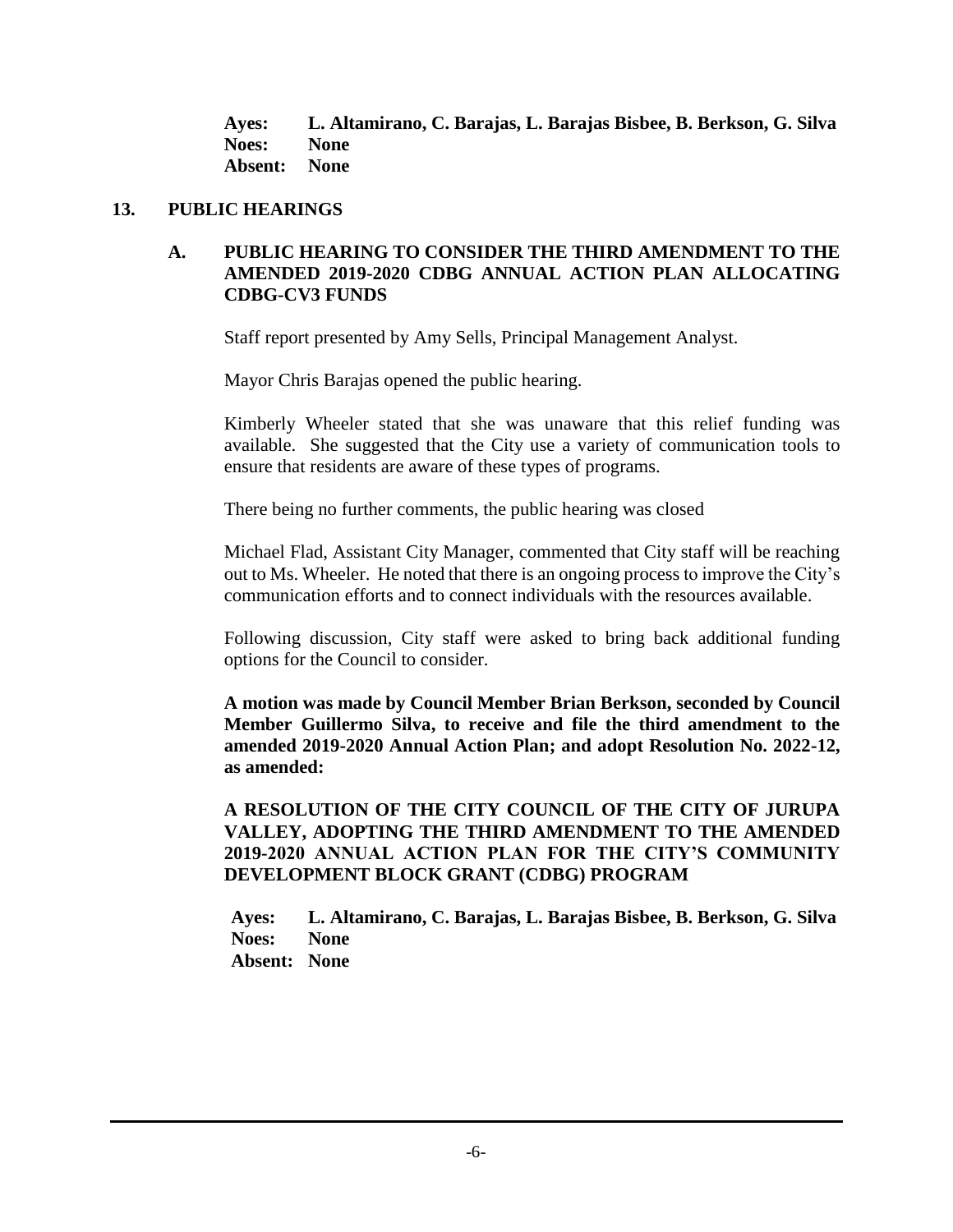**Ayes: L. Altamirano, C. Barajas, L. Barajas Bisbee, B. Berkson, G. Silva**
**Noes: None**
**Absent: None**

## 13. PUBLIC HEARINGS

### A. PUBLIC HEARING TO CONSIDER THE THIRD AMENDMENT TO THE AMENDED 2019-2020 CDBG ANNUAL ACTION PLAN ALLOCATING CDBG-CV3 FUNDS

Staff report presented by Amy Sells, Principal Management Analyst.

Mayor Chris Barajas opened the public hearing.

Kimberly Wheeler stated that she was unaware that this relief funding was available. She suggested that the City use a variety of communication tools to ensure that residents are aware of these types of programs.

There being no further comments, the public hearing was closed

Michael Flad, Assistant City Manager, commented that City staff will be reaching out to Ms. Wheeler. He noted that there is an ongoing process to improve the City's communication efforts and to connect individuals with the resources available.

Following discussion, City staff were asked to bring back additional funding options for the Council to consider.

**A motion was made by Council Member Brian Berkson, seconded by Council Member Guillermo Silva, to receive and file the third amendment to the amended 2019-2020 Annual Action Plan; and adopt Resolution No. 2022-12, as amended:**

**A RESOLUTION OF THE CITY COUNCIL OF THE CITY OF JURUPA VALLEY, ADOPTING THE THIRD AMENDMENT TO THE AMENDED 2019-2020 ANNUAL ACTION PLAN FOR THE CITY'S COMMUNITY DEVELOPMENT BLOCK GRANT (CDBG) PROGRAM**

**Ayes: L. Altamirano, C. Barajas, L. Barajas Bisbee, B. Berkson, G. Silva**
**Noes: None**
**Absent: None**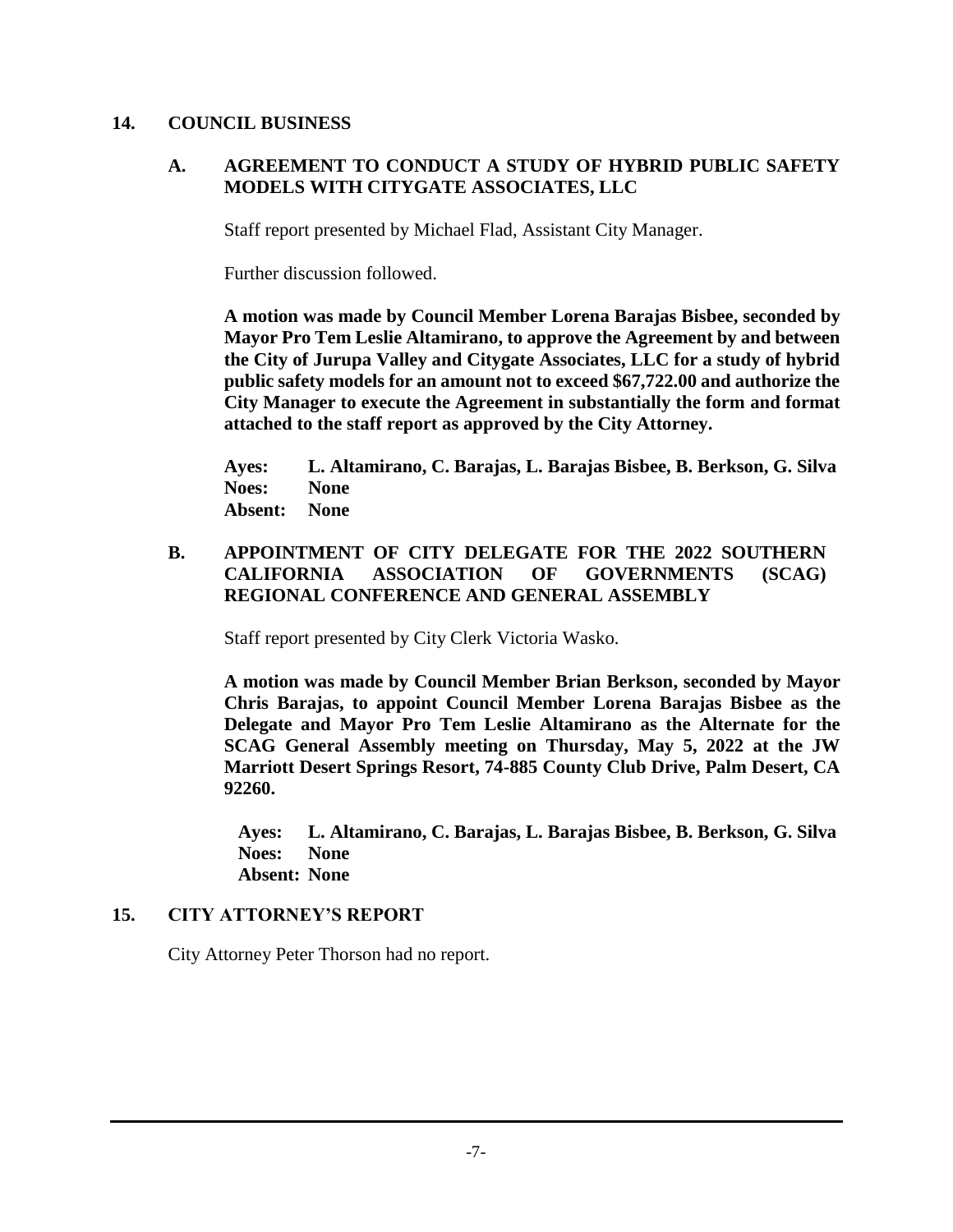## 14. COUNCIL BUSINESS

### A. AGREEMENT TO CONDUCT A STUDY OF HYBRID PUBLIC SAFETY MODELS WITH CITYGATE ASSOCIATES, LLC

Staff report presented by Michael Flad, Assistant City Manager.

Further discussion followed.

**A motion was made by Council Member Lorena Barajas Bisbee, seconded by Mayor Pro Tem Leslie Altamirano, to approve the Agreement by and between the City of Jurupa Valley and Citygate Associates, LLC for a study of hybrid public safety models for an amount not to exceed $67,722.00 and authorize the City Manager to execute the Agreement in substantially the form and format attached to the staff report as approved by the City Attorney.**

**Ayes: L. Altamirano, C. Barajas, L. Barajas Bisbee, B. Berkson, G. Silva**
**Noes: None**
**Absent: None**

### B. APPOINTMENT OF CITY DELEGATE FOR THE 2022 SOUTHERN CALIFORNIA ASSOCIATION OF GOVERNMENTS (SCAG) REGIONAL CONFERENCE AND GENERAL ASSEMBLY

Staff report presented by City Clerk Victoria Wasko.

**A motion was made by Council Member Brian Berkson, seconded by Mayor Chris Barajas, to appoint Council Member Lorena Barajas Bisbee as the Delegate and Mayor Pro Tem Leslie Altamirano as the Alternate for the SCAG General Assembly meeting on Thursday, May 5, 2022 at the JW Marriott Desert Springs Resort, 74-885 County Club Drive, Palm Desert, CA 92260.**

**Ayes: L. Altamirano, C. Barajas, L. Barajas Bisbee, B. Berkson, G. Silva**
**Noes: None**
**Absent: None**

## 15. CITY ATTORNEY'S REPORT

City Attorney Peter Thorson had no report.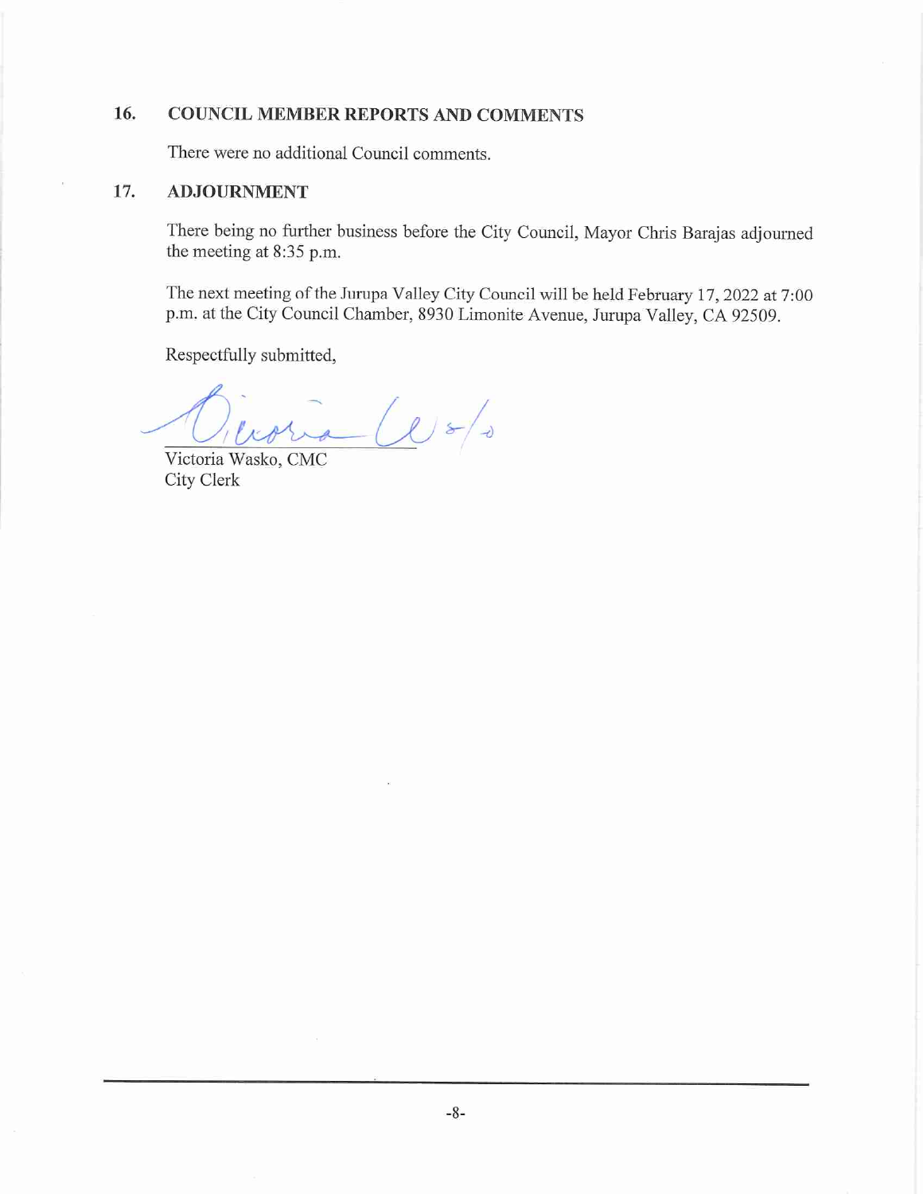## 16. COUNCIL MEMBER REPORTS AND COMMENTS

There were no additional Council comments.

## 17. ADJOURNMENT

There being no further business before the City Council, Mayor Chris Barajas adjourned the meeting at 8:35 p.m.

The next meeting of the Jurupa Valley City Council will be held February 17, 2022 at 7:00 p.m. at the City Council Chamber, 8930 Limonite Avenue, Jurupa Valley, CA 92509.

Respectfully submitted,

Victoria Wasko, CMC
City Clerk